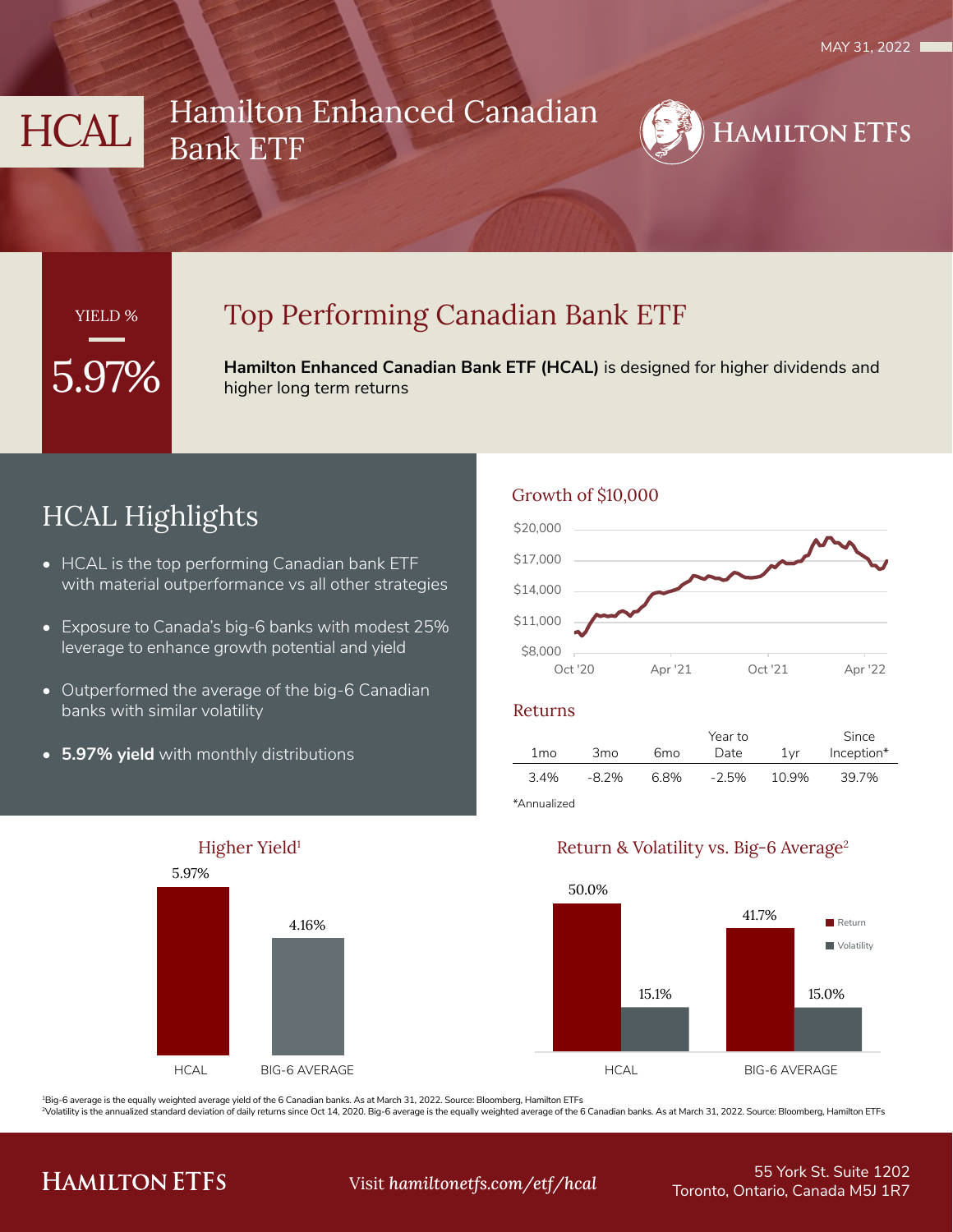MAY 31, 2022

# HCAL Hamilton Enhanced Canadian Bank ETF

HAMILTON ETFS

YIELD %

5.97%

## Top Performing Canadian Bank ETF

**Hamilton Enhanced Canadian Bank ETF (HCAL)** is designed for higher dividends and higher long term returns

## HCAL Highlights

- HCAL is the top performing Canadian bank ETF with material outperformance vs all other strategies
- Exposure to Canada's big-6 banks with modest 25% leverage to enhance growth potential and yield
- Outperformed the average of the big-6 Canadian banks with similar volatility
- **5.97% yield** with monthly distributions

### Growth of $10,000

$20,000 / $17,000 / $14,000 / $11,000 / $8,000

Oct '20 / Apr '21 / Oct '21 / Apr '22

### Returns

| 1mo | 3mo | 6mo | Year to Date | 1yr | Since Inception* |
|---|---|---|---|---|---|
| 3.4% | -8.2% | 6.8% | -2.5% | 10.9% | 39.7% |

*Annualized

### Higher Yield[1]

| | HCAL | BIG-6 AVERAGE |
|---|---|---|
| Yield | 5.97% | 4.16% |

### Return & Volatility vs. Big-6 Average[2]

| | HCAL | BIG-6 AVERAGE |
|---|---|---|
| Return | 50.0% | 41.7% |
| Volatility | 15.1% | 15.0% |

[1]Big-6 average is the equally weighted average yield of the 6 Canadian banks. As at March 31, 2022. Source: Bloomberg, Hamilton ETFs

[2]Volatility is the annualized standard deviation of daily returns since Oct 14, 2020. Big-6 average is the equally weighted average of the 6 Canadian banks. As at March 31, 2022. Source: Bloomberg, Hamilton ETFs

HAMILTON ETFS

Visit *hamiltonetfs.com/etf/hcal*

55 York St. Suite 1202
Toronto, Ontario, Canada M5J 1R7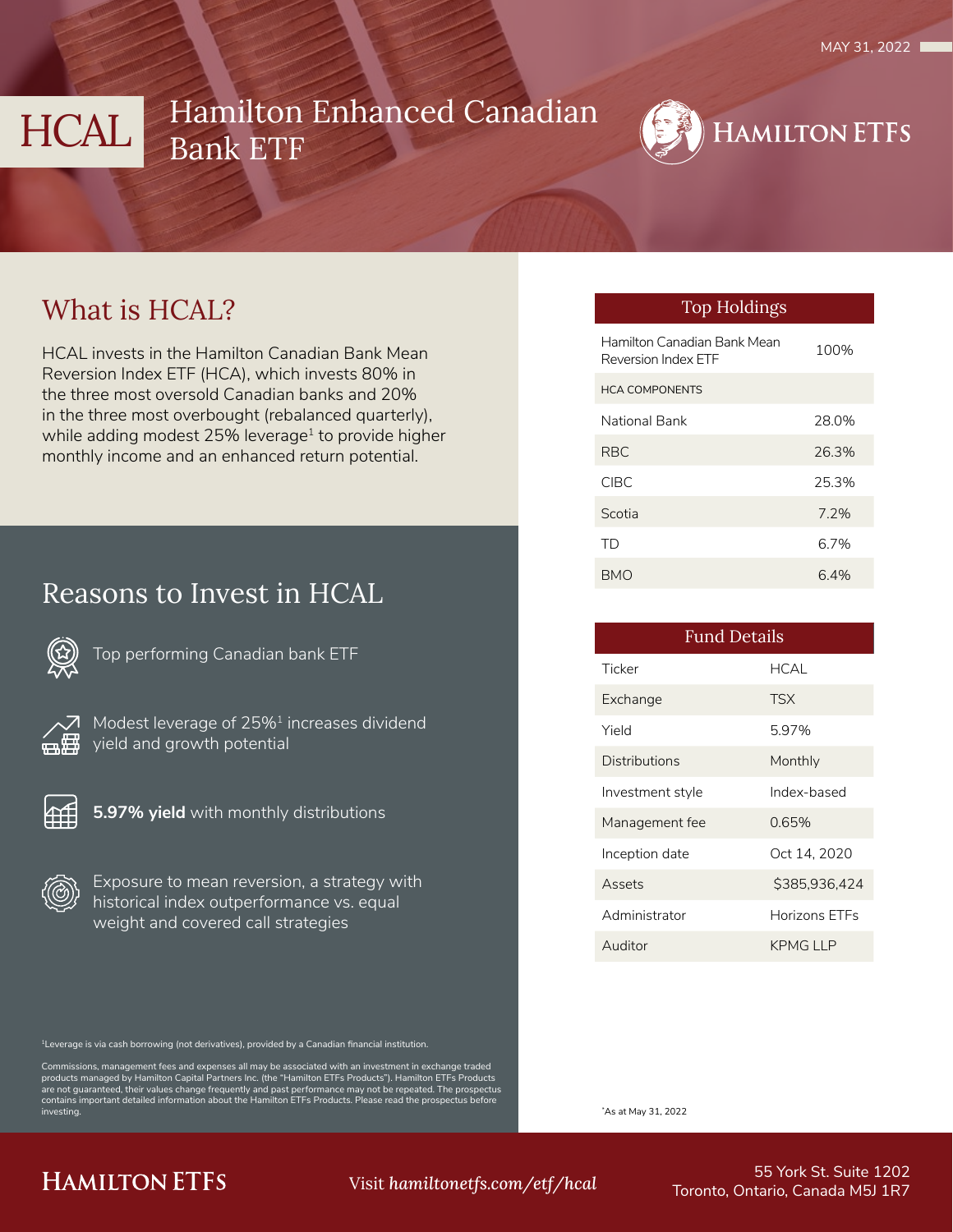MAY 31, 2022

# HCAL Hamilton Enhanced Canadian Bank ETF

HAMILTON ETFS

## What is HCAL?

HCAL invests in the Hamilton Canadian Bank Mean Reversion Index ETF (HCA), which invests 80% in the three most oversold Canadian banks and 20% in the three most overbought (rebalanced quarterly), while adding modest 25% leverage[1] to provide higher monthly income and an enhanced return potential.

## Reasons to Invest in HCAL

- Top performing Canadian bank ETF
- Modest leverage of 25%[1] increases dividend yield and growth potential
- **5.97% yield** with monthly distributions
- Exposure to mean reversion, a strategy with historical index outperformance vs. equal weight and covered call strategies

| Top Holdings | |
|---|---|
| Hamilton Canadian Bank Mean Reversion Index ETF | 100% |
| HCA COMPONENTS | |
| National Bank | 28.0% |
| RBC | 26.3% |
| CIBC | 25.3% |
| Scotia | 7.2% |
| TD | 6.7% |
| BMO | 6.4% |

| Fund Details | |
|---|---|
| Ticker | HCAL |
| Exchange | TSX |
| Yield | 5.97% |
| Distributions | Monthly |
| Investment style | Index-based |
| Management fee | 0.65% |
| Inception date | Oct 14, 2020 |
| Assets | $385,936,424 |
| Administrator | Horizons ETFs |
| Auditor | KPMG LLP |

*As at May 31, 2022

[1]Leverage is via cash borrowing (not derivatives), provided by a Canadian financial institution.

Commissions, management fees and expenses all may be associated with an investment in exchange traded products managed by Hamilton Capital Partners Inc. (the "Hamilton ETFs Products"). Hamilton ETFs Products are not guaranteed, their values change frequently and past performance may not be repeated. The prospectus contains important detailed information about the Hamilton ETFs Products. Please read the prospectus before investing.

HAMILTON ETFS

Visit *hamiltonetfs.com/etf/hcal*

55 York St. Suite 1202
Toronto, Ontario, Canada M5J 1R7